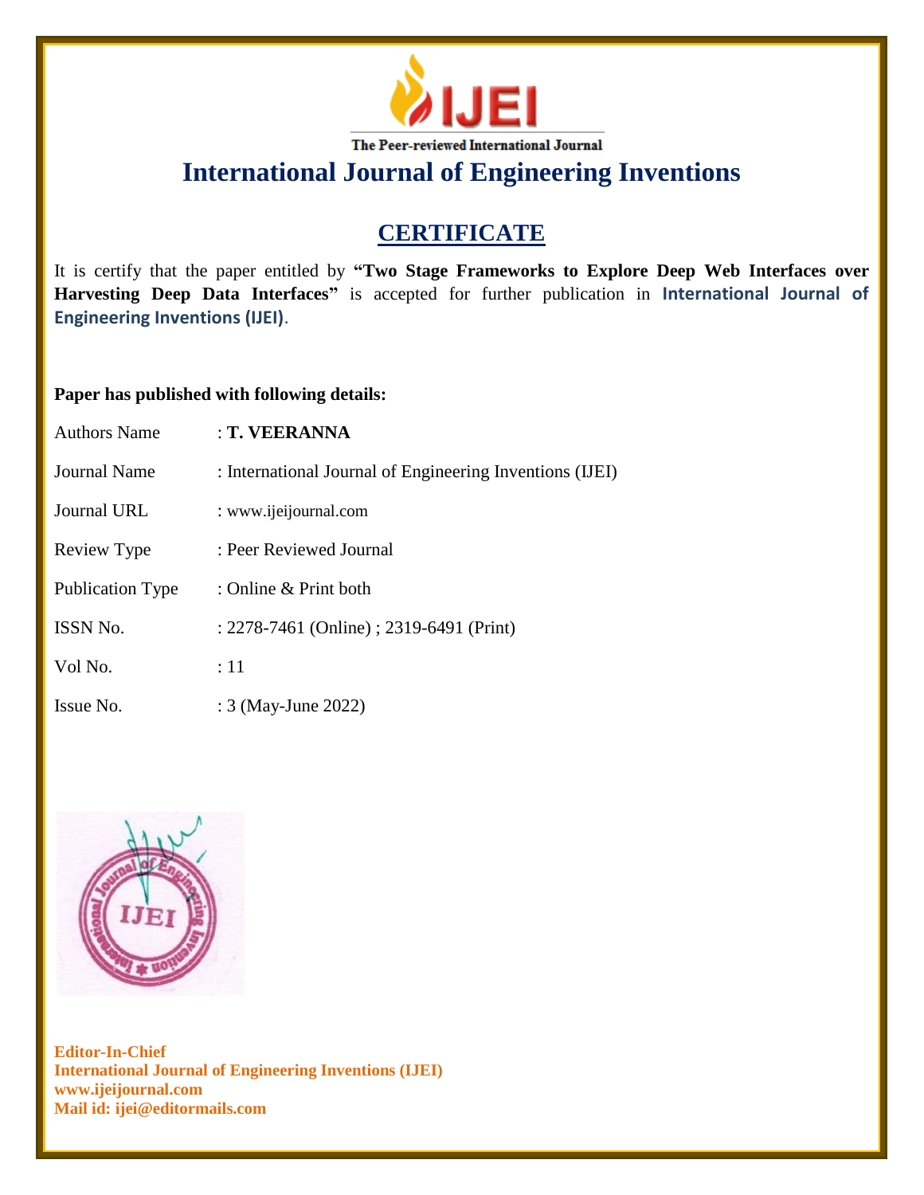IJEI

The Peer-reviewed International Journal

# International Journal of Engineering Inventions

## CERTIFICATE

It is certify that the paper entitled by **"Two Stage Frameworks to Explore Deep Web Interfaces over Harvesting Deep Data Interfaces"** is accepted for further publication in **International Journal of Engineering Inventions (IJEI)**.

**Paper has published with following details:**

| | |
|---|---|
| Authors Name | : **T. VEERANNA** |
| Journal Name | : International Journal of Engineering Inventions (IJEI) |
| Journal URL | : www.ijeijournal.com |
| Review Type | : Peer Reviewed Journal |
| Publication Type | : Online & Print both |
| ISSN No. | : 2278-7461 (Online) ; 2319-6491 (Print) |
| Vol No. | : 11 |
| Issue No. | : 3 (May-June 2022) |

**Editor-In-Chief**
**International Journal of Engineering Inventions (IJEI)**
**www.ijeijournal.com**
**Mail id: ijei@editormails.com**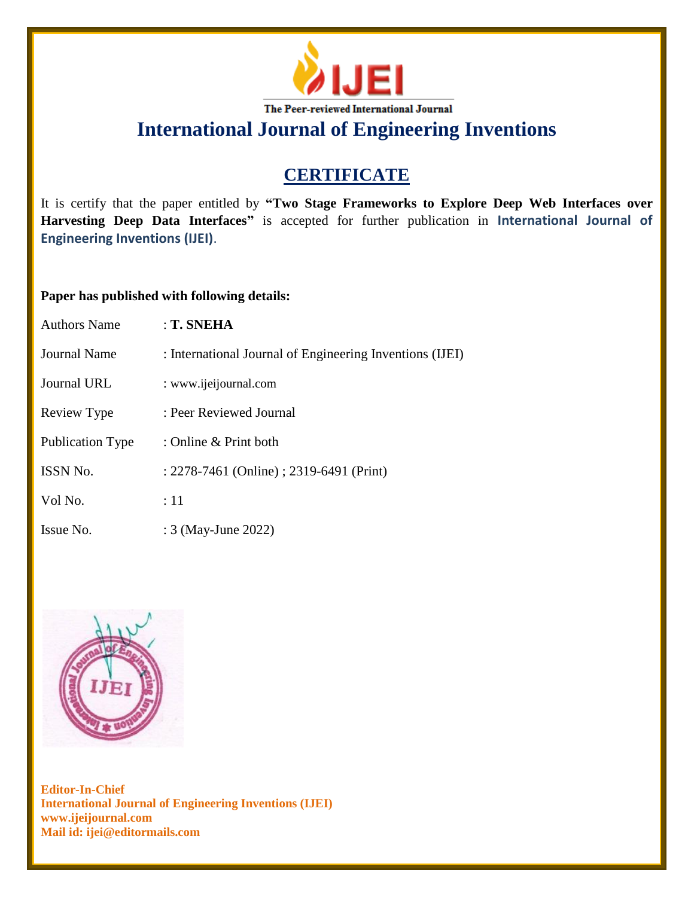**IJEI**

The Peer-reviewed International Journal

# International Journal of Engineering Inventions

## CERTIFICATE

It is certify that the paper entitled by **"Two Stage Frameworks to Explore Deep Web Interfaces over Harvesting Deep Data Interfaces"** is accepted for further publication in **International Journal of Engineering Inventions (IJEI)**.

**Paper has published with following details:**

| | |
|---|---|
| Authors Name | : **T. SNEHA** |
| Journal Name | : International Journal of Engineering Inventions (IJEI) |
| Journal URL | : www.ijeijournal.com |
| Review Type | : Peer Reviewed Journal |
| Publication Type | : Online & Print both |
| ISSN No. | : 2278-7461 (Online) ; 2319-6491 (Print) |
| Vol No. | : 11 |
| Issue No. | : 3 (May-June 2022) |

**Editor-In-Chief**
**International Journal of Engineering Inventions (IJEI)**
**www.ijeijournal.com**
**Mail id: ijei@editormails.com**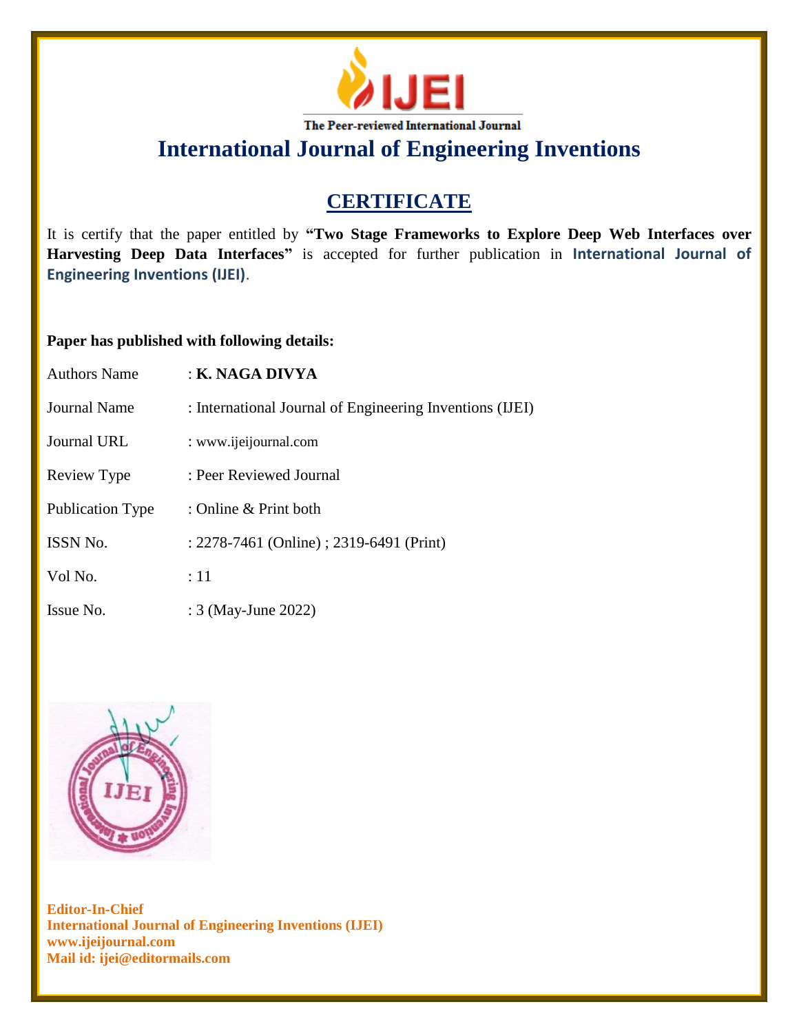**IJEI**

The Peer-reviewed International Journal

# International Journal of Engineering Inventions

## CERTIFICATE

It is certify that the paper entitled by **"Two Stage Frameworks to Explore Deep Web Interfaces over Harvesting Deep Data Interfaces"** is accepted for further publication in **International Journal of Engineering Inventions (IJEI)**.

**Paper has published with following details:**

| | |
|---|---|
| Authors Name | : **K. NAGA DIVYA** |
| Journal Name | : International Journal of Engineering Inventions (IJEI) |
| Journal URL | : www.ijeijournal.com |
| Review Type | : Peer Reviewed Journal |
| Publication Type | : Online & Print both |
| ISSN No. | : 2278-7461 (Online) ; 2319-6491 (Print) |
| Vol No. | : 11 |
| Issue No. | : 3 (May-June 2022) |

**Editor-In-Chief**
**International Journal of Engineering Inventions (IJEI)**
**www.ijeijournal.com**
**Mail id: ijei@editormails.com**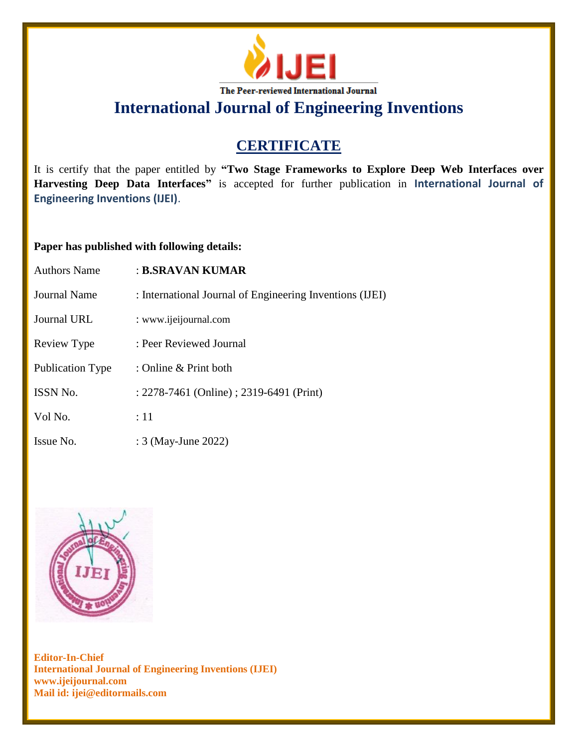IJEI

The Peer-reviewed International Journal

# International Journal of Engineering Inventions

## CERTIFICATE

It is certify that the paper entitled by **"Two Stage Frameworks to Explore Deep Web Interfaces over Harvesting Deep Data Interfaces"** is accepted for further publication in **International Journal of Engineering Inventions (IJEI)**.

**Paper has published with following details:**

| | |
|---|---|
| Authors Name | : **B.SRAVAN KUMAR** |
| Journal Name | : International Journal of Engineering Inventions (IJEI) |
| Journal URL | : www.ijeijournal.com |
| Review Type | : Peer Reviewed Journal |
| Publication Type | : Online & Print both |
| ISSN No. | : 2278-7461 (Online) ; 2319-6491 (Print) |
| Vol No. | : 11 |
| Issue No. | : 3 (May-June 2022) |

**Editor-In-Chief**
**International Journal of Engineering Inventions (IJEI)**
**www.ijeijournal.com**
**Mail id: ijei@editormails.com**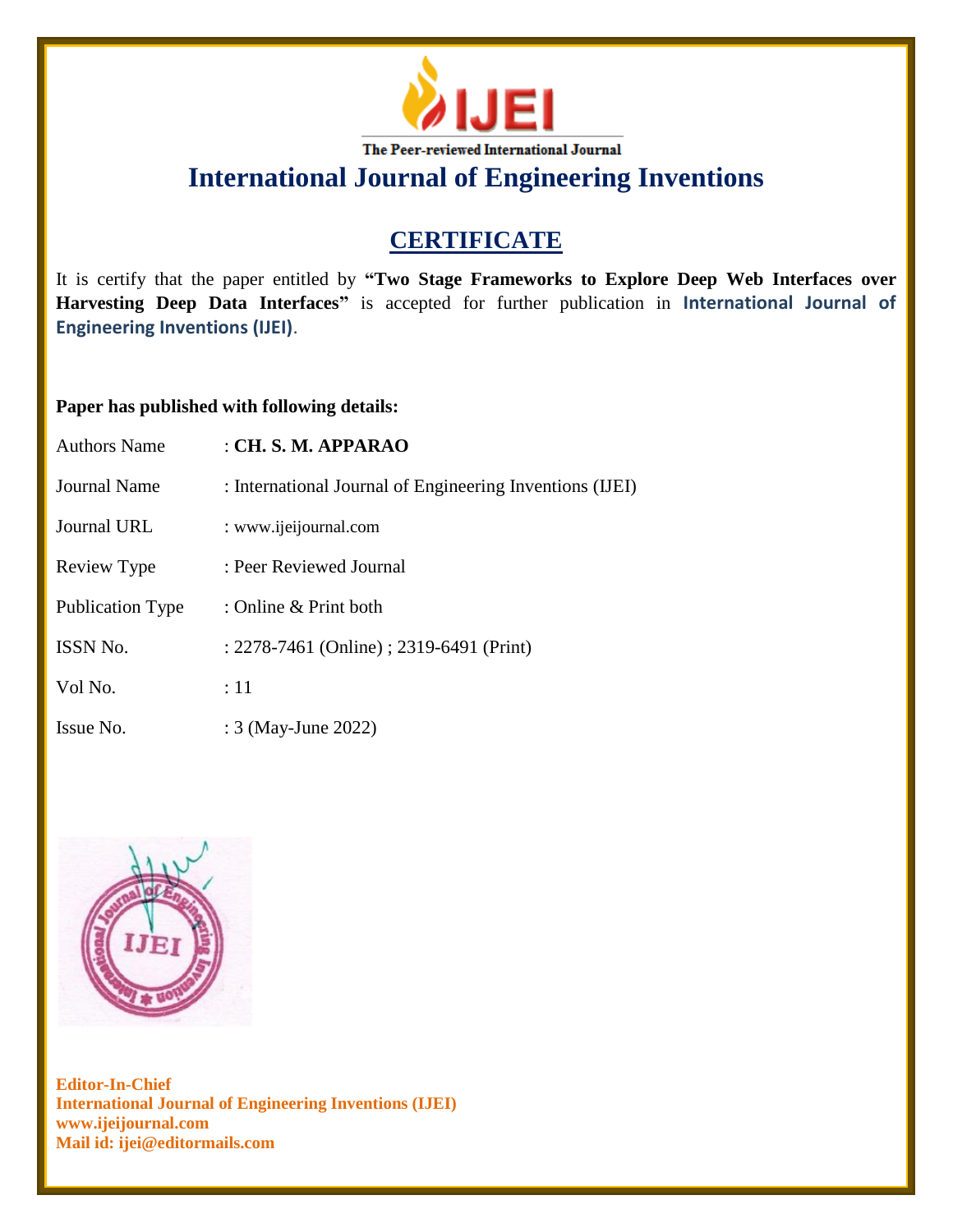IJEI

The Peer-reviewed International Journal

# International Journal of Engineering Inventions

## CERTIFICATE

It is certify that the paper entitled by **"Two Stage Frameworks to Explore Deep Web Interfaces over Harvesting Deep Data Interfaces"** is accepted for further publication in **International Journal of Engineering Inventions (IJEI)**.

**Paper has published with following details:**

| | |
|---|---|
| Authors Name | : **CH. S. M. APPARAO** |
| Journal Name | : International Journal of Engineering Inventions (IJEI) |
| Journal URL | : www.ijeijournal.com |
| Review Type | : Peer Reviewed Journal |
| Publication Type | : Online & Print both |
| ISSN No. | : 2278-7461 (Online) ; 2319-6491 (Print) |
| Vol No. | : 11 |
| Issue No. | : 3 (May-June 2022) |

**Editor-In-Chief**
**International Journal of Engineering Inventions (IJEI)**
**www.ijeijournal.com**
**Mail id: ijei@editormails.com**